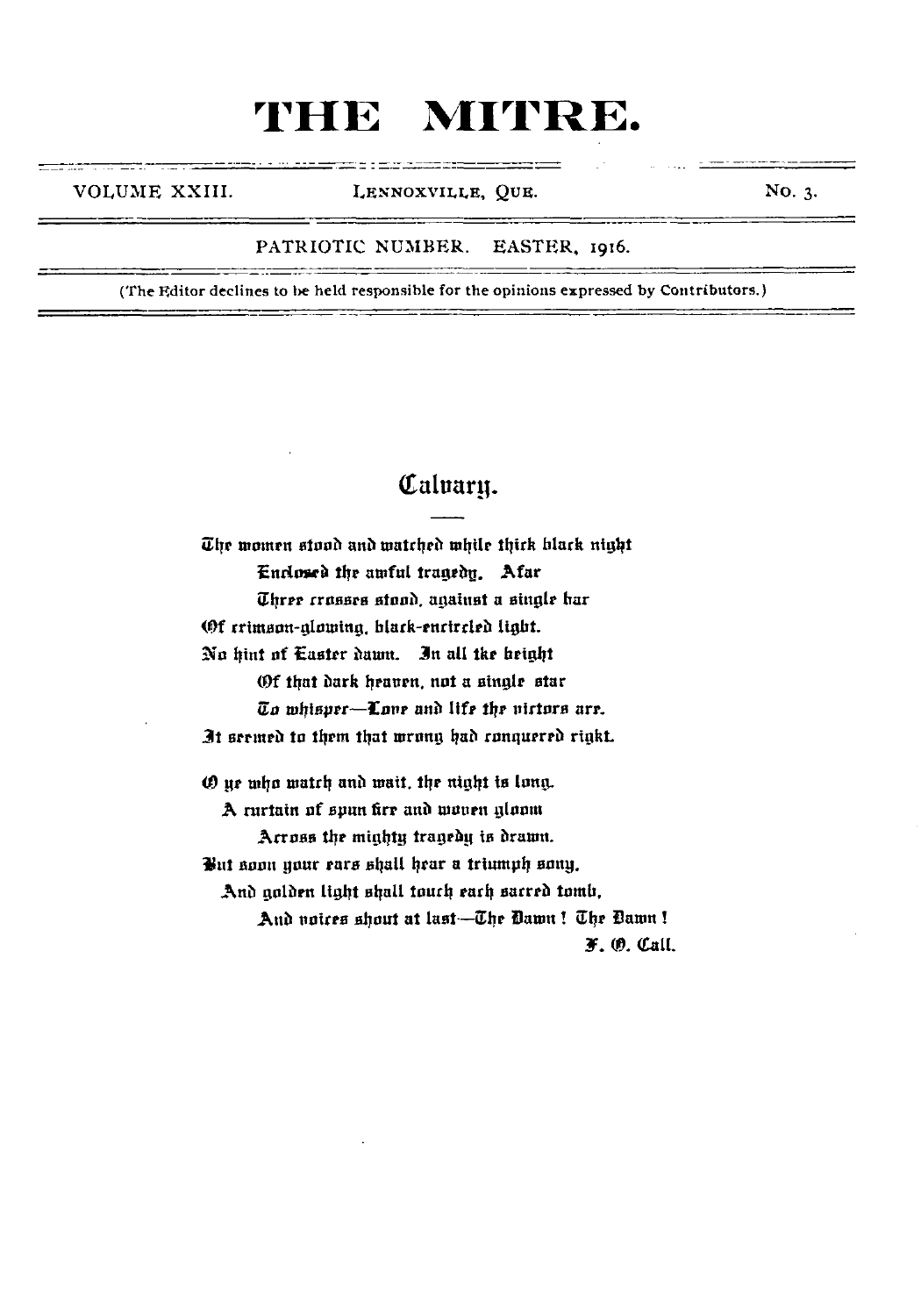# THE MITRE.

VOLUME XXIII. LENNOXVILLE, QUE. No. 3.

PATRIOTIC NUMBER. EASTER, 1916.

(The Editor declines to be held responsible for the opinions expressed by Contributors.)

## Calvary.

The women stood and watched while thick black night
Enclosed the awful tragedy. Afar
Three crosses stood, against a single bar
Of crimson-glowing, black-encircled light.
No hint of Easter dawn. In all the height
Of that dark heaven, not a single star
To whisper—Love and life the victors are.
It seemed to them that wrong had conquered right.

O ye who watch and wait, the night is long.
A curtain of spun fire and woven gloom
Across the mighty tragedy is drawn.
But soon your ears shall hear a triumph song,
And golden light shall touch each sacred tomb,
And voices shout at last—The Dawn! The Dawn!

F. O. Call.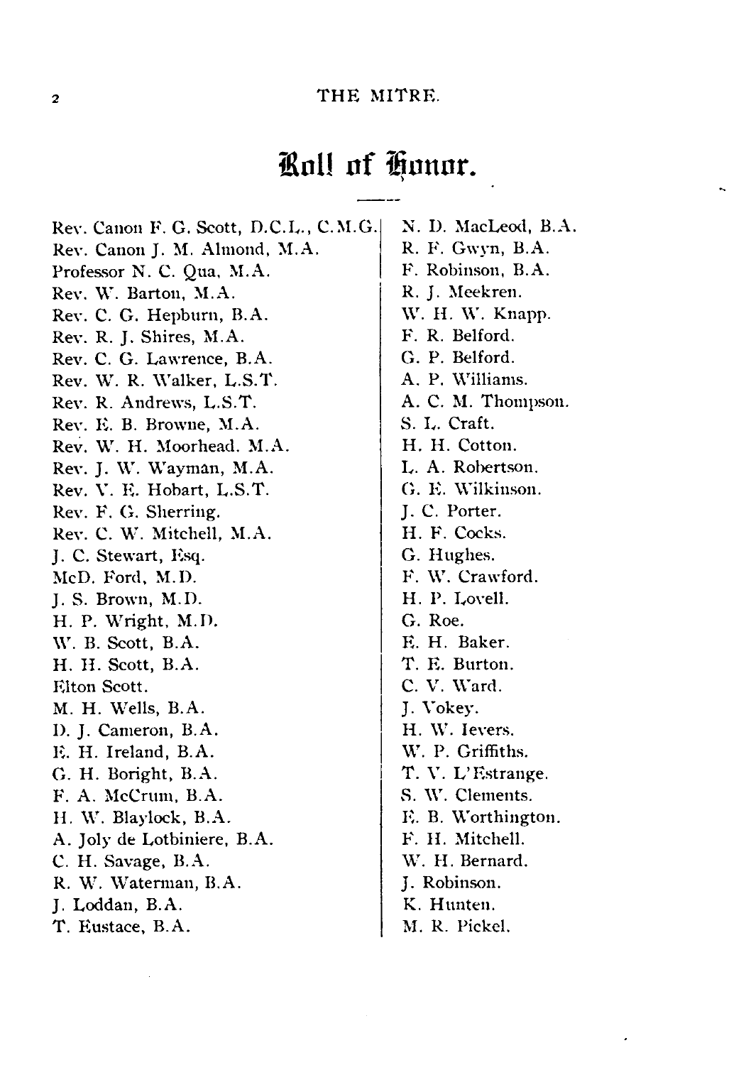# Roll of Honor.

Rev. Canon F. G. Scott, D.C.L., C.M.G.  
Rev. Canon J. M. Almond, M.A.  
Professor N. C. Qua, M.A.  
Rev. W. Barton, M.A.  
Rev. C. G. Hepburn, B.A.  
Rev. R. J. Shires, M.A.  
Rev. C. G. Lawrence, B.A.  
Rev. W. R. Walker, L.S.T.  
Rev. R. Andrews, L.S.T.  
Rev. E. B. Browne, M.A.  
Rev. W. H. Moorhead. M.A.  
Rev. J. W. Wayman, M.A.  
Rev. V. E. Hobart, L.S.T.  
Rev. F. G. Sherring.  
Rev. C. W. Mitchell, M.A.  
J. C. Stewart, Esq.  
McD. Ford, M.D.  
J. S. Brown, M.D.  
H. P. Wright, M.D.  
W. B. Scott, B.A.  
H. H. Scott, B.A.  
Elton Scott.  
M. H. Wells, B.A.  
D. J. Cameron, B.A.  
E. H. Ireland, B.A.  
G. H. Boright, B.A.  
F. A. McCrum, B.A.  
H. W. Blaylock, B.A.  
A. Joly de Lotbiniere, B.A.  
C. H. Savage, B.A.  
R. W. Waterman, B.A.  
J. Loddan, B.A.  
T. Eustace, B.A.  
N. D. MacLeod, B.A.  
R. F. Gwyn, B.A.  
F. Robinson, B.A.  
R. J. Meekren.  
W. H. W. Knapp.  
F. R. Belford.  
G. P. Belford.  
A. P. Williams.  
A. C. M. Thompson.  
S. L. Craft.  
H. H. Cotton.  
L. A. Robertson.  
G. E. Wilkinson.  
J. C. Porter.  
H. F. Cocks.  
G. Hughes.  
F. W. Crawford.  
H. P. Lovell.  
G. Roe.  
E. H. Baker.  
T. E. Burton.  
C. V. Ward.  
J. Vokey.  
H. W. Ievers.  
W. P. Griffiths.  
T. V. L'Estrange.  
S. W. Clements.  
E. B. Worthington.  
F. H. Mitchell.  
W. H. Bernard.  
J. Robinson.  
K. Hunten.  
M. R. Pickel.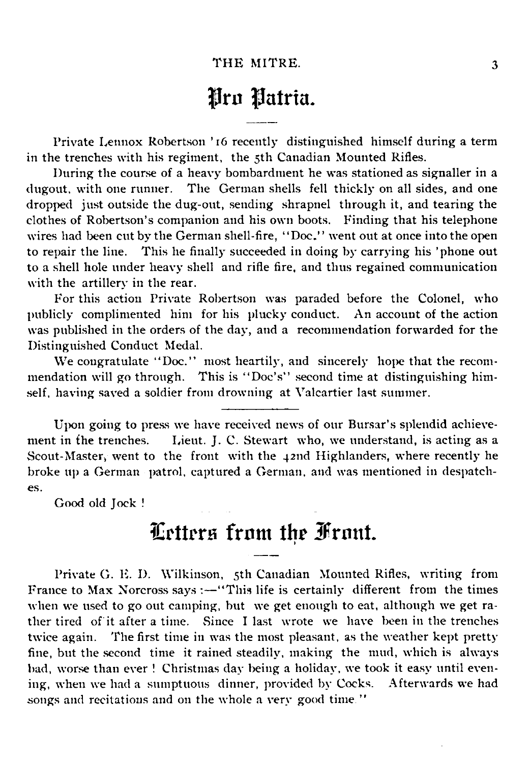# Pro Patria.

Private Lennox Robertson '16 recently distinguished himself during a term in the trenches with his regiment, the 5th Canadian Mounted Rifles.

During the course of a heavy bombardment he was stationed as signaller in a dugout, with one runner. The German shells fell thickly on all sides, and one dropped just outside the dug-out, sending shrapnel through it, and tearing the clothes of Robertson's companion and his own boots. Finding that his telephone wires had been cut by the German shell-fire, "Doc." went out at once into the open to repair the line. This he finally succeeded in doing by carrying his 'phone out to a shell hole under heavy shell and rifle fire, and thus regained communication with the artillery in the rear.

For this action Private Robertson was paraded before the Colonel, who publicly complimented him for his plucky conduct. An account of the action was published in the orders of the day, and a recommendation forwarded for the Distinguished Conduct Medal.

We congratulate "Doc." most heartily, and sincerely hope that the recommendation will go through. This is "Doc's" second time at distinguishing himself, having saved a soldier from drowning at Valcartier last summer.

---

Upon going to press we have received news of our Bursar's splendid achievement in the trenches. Lieut. J. C. Stewart who, we understand, is acting as a Scout-Master, went to the front with the 42nd Highlanders, where recently he broke up a German patrol, captured a German, and was mentioned in despatches.

Good old Jock !

# Letters from the Front.

Private G. E. D. Wilkinson, 5th Canadian Mounted Rifles, writing from France to Max Norcross says :—"This life is certainly different from the times when we used to go out camping, but we get enough to eat, although we get rather tired of it after a time. Since I last wrote we have been in the trenches twice again. The first time in was the most pleasant, as the weather kept pretty fine, but the second time it rained steadily, making the mud, which is always bad, worse than ever ! Christmas day being a holiday, we took it easy until evening, when we had a sumptuous dinner, provided by Cocks. Afterwards we had songs and recitations and on the whole a very good time."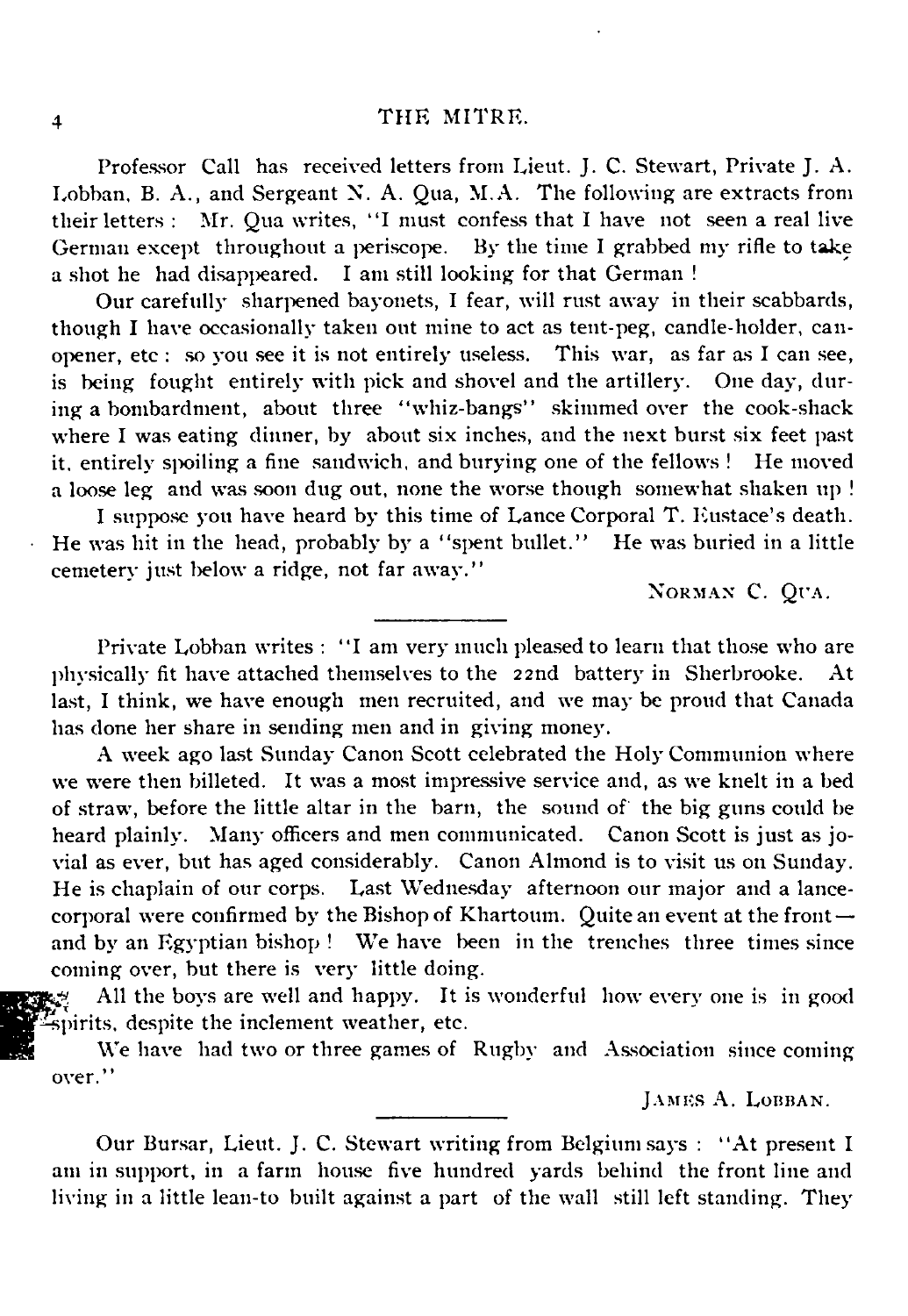Professor Call has received letters from Lieut. J. C. Stewart, Private J. A. Lobban, B. A., and Sergeant N. A. Qua, M.A. The following are extracts from their letters : Mr. Qua writes, "I must confess that I have not seen a real live German except throughout a periscope. By the time I grabbed my rifle to take a shot he had disappeared. I am still looking for that German !

Our carefully sharpened bayonets, I fear, will rust away in their scabbards, though I have occasionally taken out mine to act as tent-peg, candle-holder, can-opener, etc : so you see it is not entirely useless. This war, as far as I can see, is being fought entirely with pick and shovel and the artillery. One day, during a bombardment, about three "whiz-bangs" skimmed over the cook-shack where I was eating dinner, by about six inches, and the next burst six feet past it, entirely spoiling a fine sandwich, and burying one of the fellows ! He moved a loose leg and was soon dug out, none the worse though somewhat shaken up !

I suppose you have heard by this time of Lance Corporal T. Eustace's death. He was hit in the head, probably by a "spent bullet." He was buried in a little cemetery just below a ridge, not far away."

NORMAN C. QUA.

---

Private Lobban writes : "I am very much pleased to learn that those who are physically fit have attached themselves to the 22nd battery in Sherbrooke. At last, I think, we have enough men recruited, and we may be proud that Canada has done her share in sending men and in giving money.

A week ago last Sunday Canon Scott celebrated the Holy Communion where we were then billeted. It was a most impressive service and, as we knelt in a bed of straw, before the little altar in the barn, the sound of the big guns could be heard plainly. Many officers and men communicated. Canon Scott is just as jovial as ever, but has aged considerably. Canon Almond is to visit us on Sunday. He is chaplain of our corps. Last Wednesday afternoon our major and a lance-corporal were confirmed by the Bishop of Khartoum. Quite an event at the front—and by an Egyptian bishop ! We have been in the trenches three times since coming over, but there is very little doing.

All the boys are well and happy. It is wonderful how every one is in good spirits, despite the inclement weather, etc.

We have had two or three games of Rugby and Association since coming over."

JAMES A. LOBBAN.

---

Our Bursar, Lieut. J. C. Stewart writing from Belgium says : "At present I am in support, in a farm house five hundred yards behind the front line and living in a little lean-to built against a part of the wall still left standing. They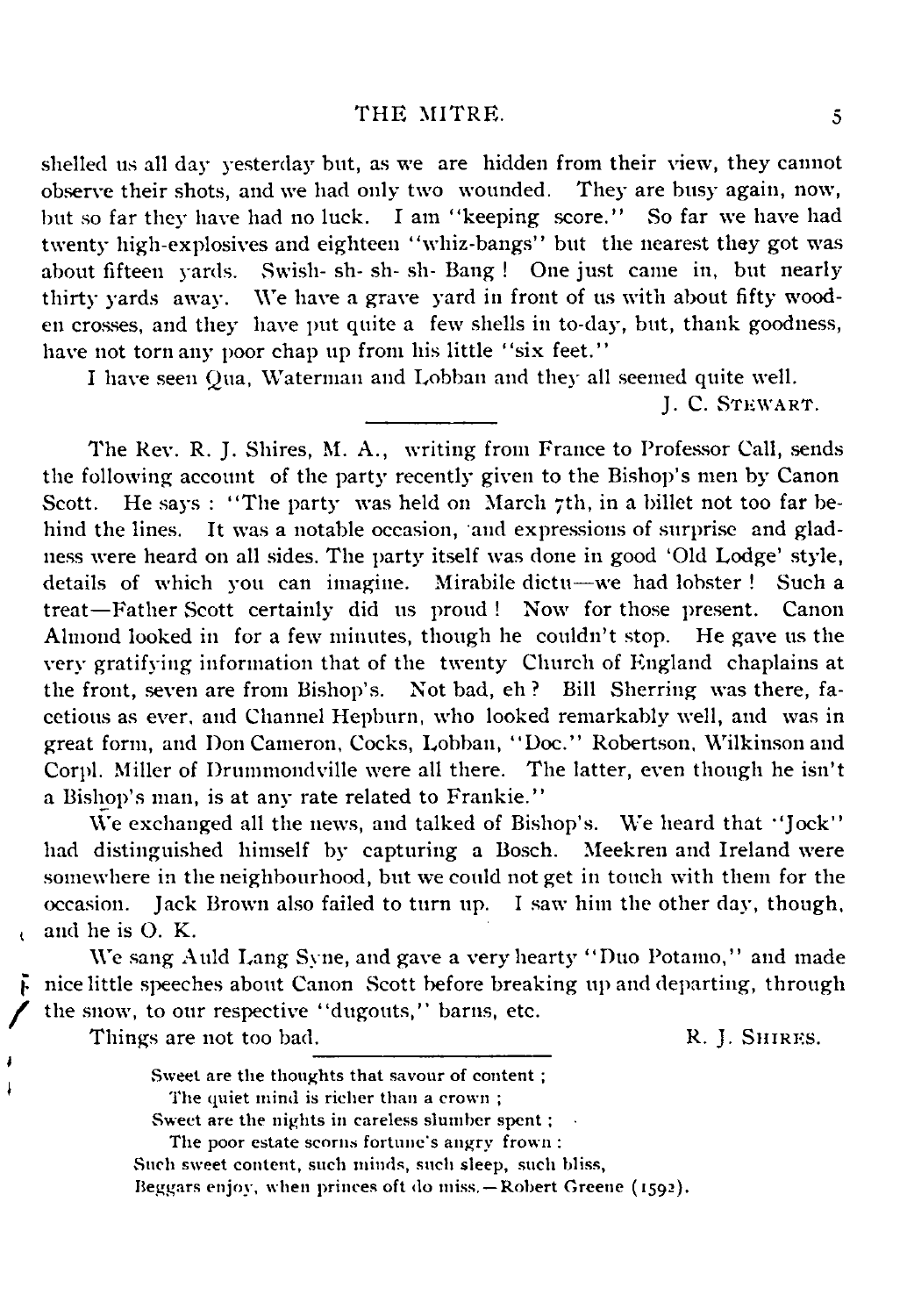shelled us all day yesterday but, as we are hidden from their view, they cannot observe their shots, and we had only two wounded. They are busy again, now, but so far they have had no luck. I am "keeping score." So far we have had twenty high-explosives and eighteen "whiz-bangs" but the nearest they got was about fifteen yards. Swish- sh- sh- sh- Bang! One just came in, but nearly thirty yards away. We have a grave yard in front of us with about fifty wooden crosses, and they have put quite a few shells in to-day, but, thank goodness, have not torn any poor chap up from his little "six feet."

I have seen Qua, Waterman and Lobban and they all seemed quite well.

J. C. STEWART.

---

The Rev. R. J. Shires, M. A., writing from France to Professor Call, sends the following account of the party recently given to the Bishop's men by Canon Scott. He says: "The party was held on March 7th, in a billet not too far behind the lines. It was a notable occasion, and expressions of surprise and gladness were heard on all sides. The party itself was done in good 'Old Lodge' style, details of which you can imagine. Mirabile dictu—we had lobster! Such a treat—Father Scott certainly did us proud! Now for those present. Canon Almond looked in for a few minutes, though he couldn't stop. He gave us the very gratifying information that of the twenty Church of England chaplains at the front, seven are from Bishop's. Not bad, eh? Bill Sherring was there, facetious as ever, and Channel Hepburn, who looked remarkably well, and was in great form, and Don Cameron, Cocks, Lobban, "Doc." Robertson, Wilkinson and Corpl. Miller of Drummondville were all there. The latter, even though he isn't a Bishop's man, is at any rate related to Frankie."

We exchanged all the news, and talked of Bishop's. We heard that "Jock" had distinguished himself by capturing a Bosch. Meekren and Ireland were somewhere in the neighbourhood, but we could not get in touch with them for the occasion. Jack Brown also failed to turn up. I saw him the other day, though, and he is O. K.

We sang Auld Lang Syne, and gave a very hearty "Duo Potamo," and made nice little speeches about Canon Scott before breaking up and departing, through the snow, to our respective "dugouts," barns, etc.

Things are not too bad.

R. J. SHIRES.

---

Sweet are the thoughts that savour of content;
The quiet mind is richer than a crown;
Sweet are the nights in careless slumber spent;
The poor estate scorns fortune's angry frown:
Such sweet content, such minds, such sleep, such bliss,
Beggars enjoy, when princes oft do miss.—Robert Greene (1592).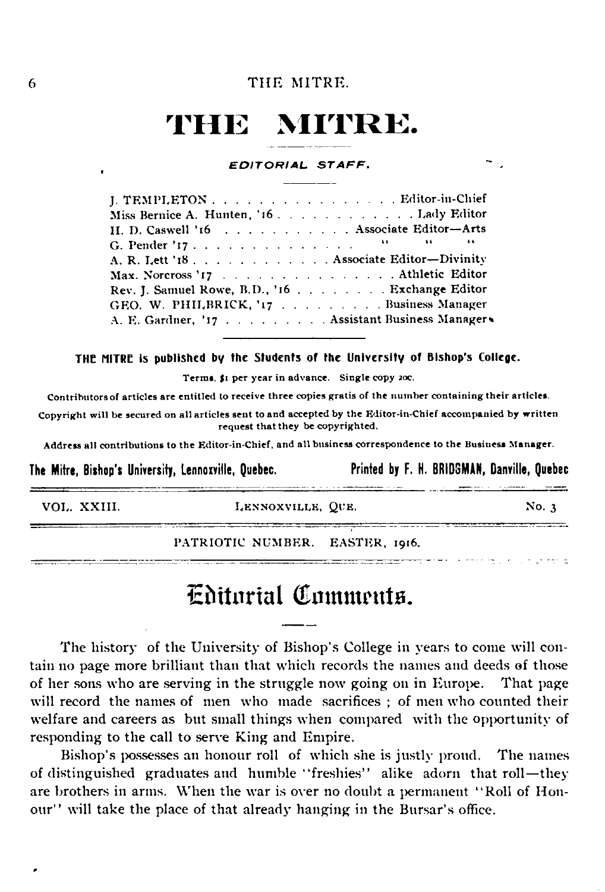# THE MITRE.

### EDITORIAL STAFF.

| | |
|---|---|
| J. TEMPLETON | Editor-in-Chief |
| Miss Bernice A. Hunten, '16 | Lady Editor |
| H. D. Caswell '16 | Associate Editor—Arts |
| G. Pender '17 | " " " |
| A. R. Lett '18 | Associate Editor—Divinity |
| Max. Norcross '17 | Athletic Editor |
| Rev. J. Samuel Rowe, B.D., '16 | Exchange Editor |
| GEO. W. PHILBRICK, '17 | Business Manager |
| A. E. Gardner, '17 | Assistant Business Manager |

**THE MITRE is published by the Students of the University of Bishop's College.**

Terms, $1 per year in advance. Single copy 20c.

Contributors of articles are entitled to receive three copies gratis of the number containing their articles.

Copyright will be secured on all articles sent to and accepted by the Editor-in-Chief accompanied by written request that they be copyrighted.

Address all contributions to the Editor-in-Chief, and all business correspondence to the Business Manager.

**The Mitre, Bishop's University, Lennoxville, Quebec.** **Printed by F. H. BRIDGMAN, Danville, Quebec**

VOL. XXIII. LENNOXVILLE, QUE. No. 3

PATRIOTIC NUMBER. EASTER, 1916.

## Editorial Comments.

The history of the University of Bishop's College in years to come will contain no page more brilliant than that which records the names and deeds of those of her sons who are serving in the struggle now going on in Europe. That page will record the names of men who made sacrifices ; of men who counted their welfare and careers as but small things when compared with the opportunity of responding to the call to serve King and Empire.

Bishop's possesses an honour roll of which she is justly proud. The names of distinguished graduates and humble "freshies" alike adorn that roll—they are brothers in arms. When the war is over no doubt a permanent "Roll of Honour" will take the place of that already hanging in the Bursar's office.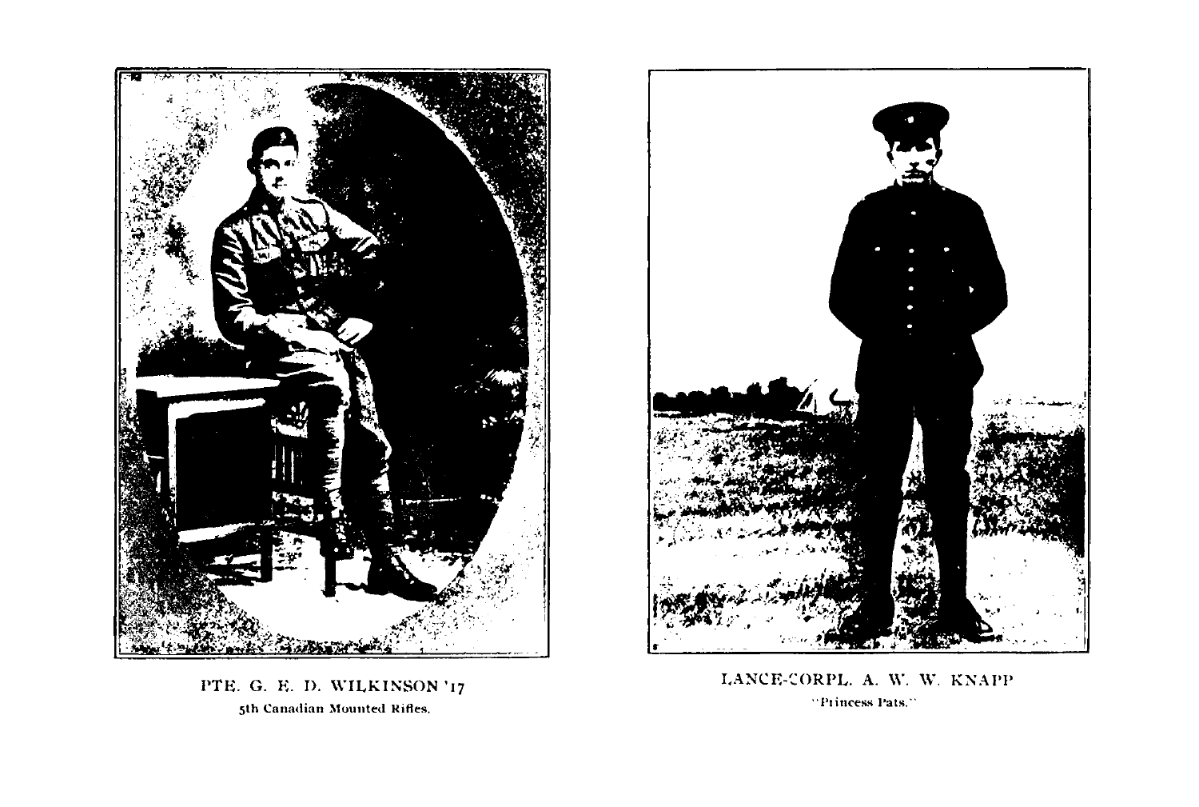PTE. G. E. D. WILKINSON '17

5th Canadian Mounted Rifles.

LANCE-CORPL. A. W. W. KNAPP

"Princess Pats."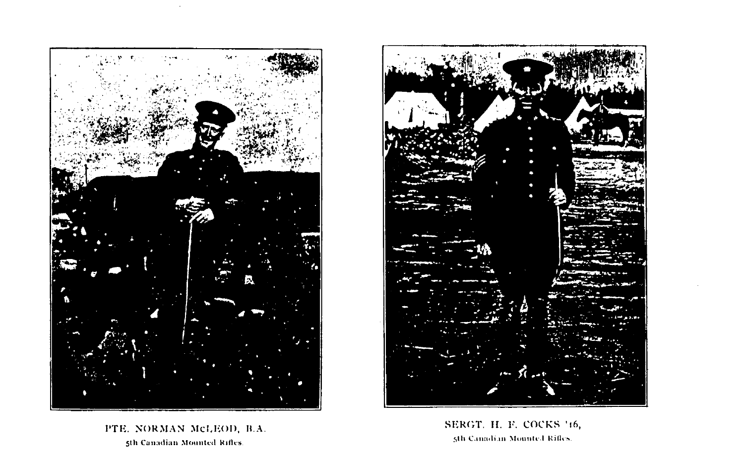PTE. NORMAN McLEOD, B.A.

5th Canadian Mounted Rifles.

SERGT. H. F. COCKS '16,

5th Canadian Mounted Rifles.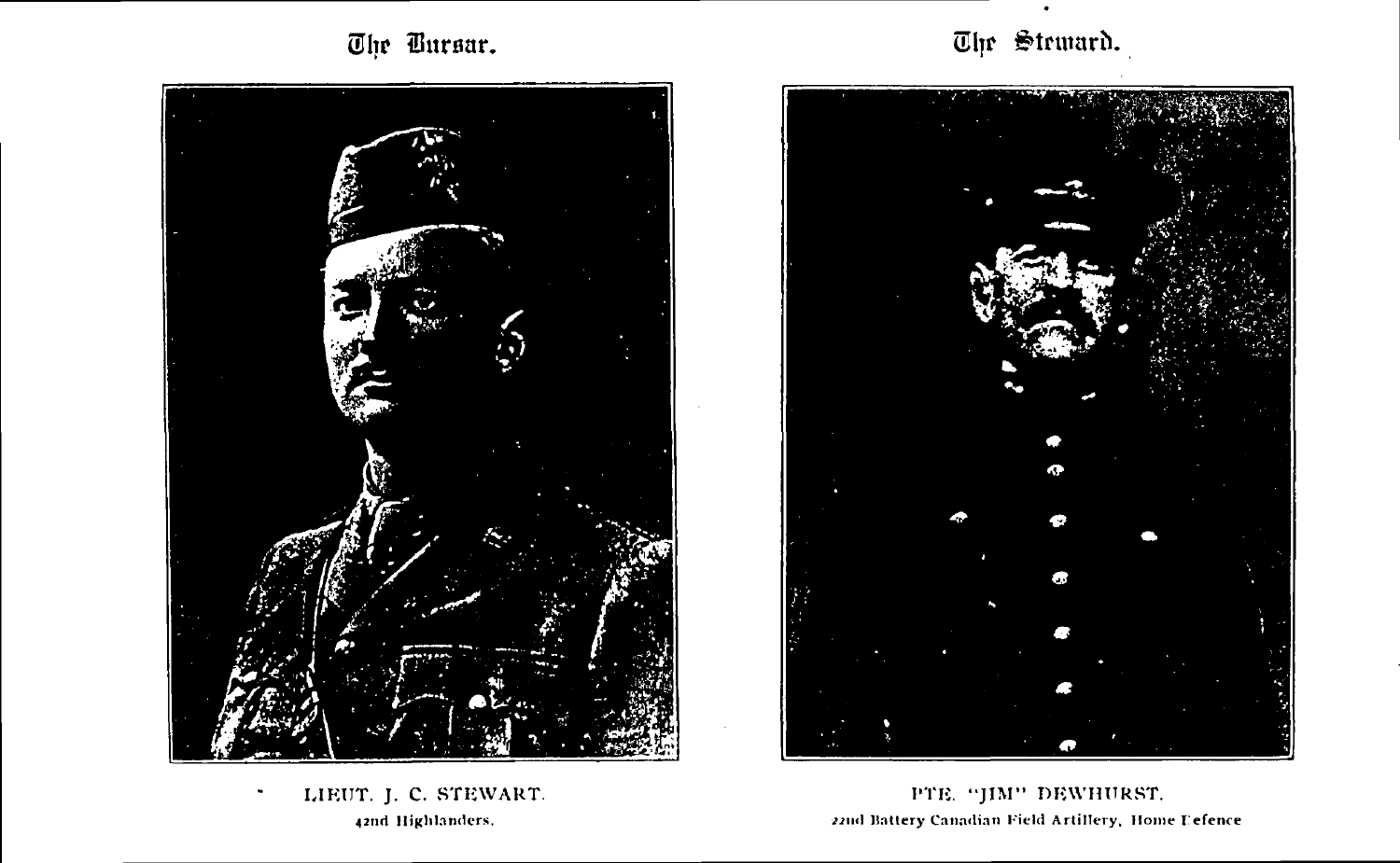## The Bursar.

LIEUT. J. C. STEWART.

42nd Highlanders.

## The Steward.

PTE. "JIM" DEWHURST.

22nd Battery Canadian Field Artillery, Home Defence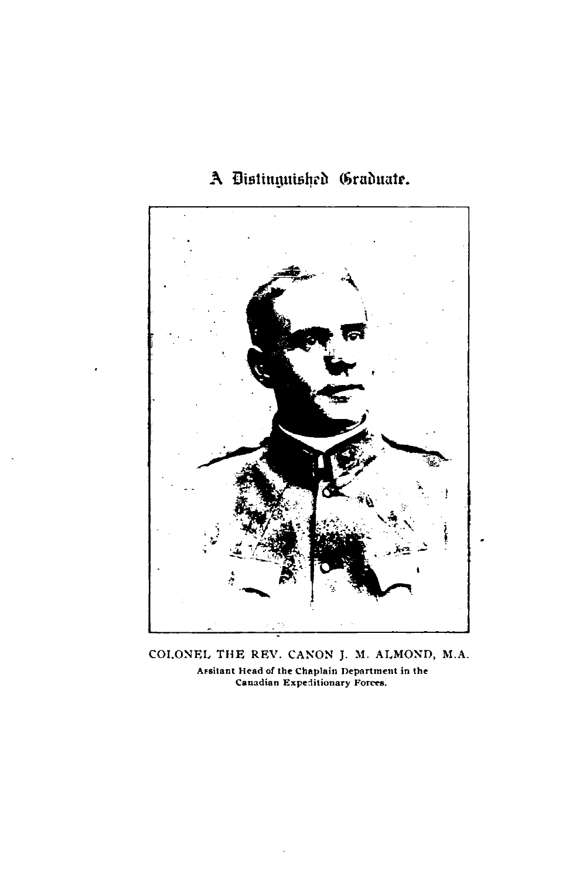# A Distinguished Graduate.

COLONEL THE REV. CANON J. M. ALMOND, M.A.

Assitant Head of the Chaplain Department in the Canadian Expeditionary Forces.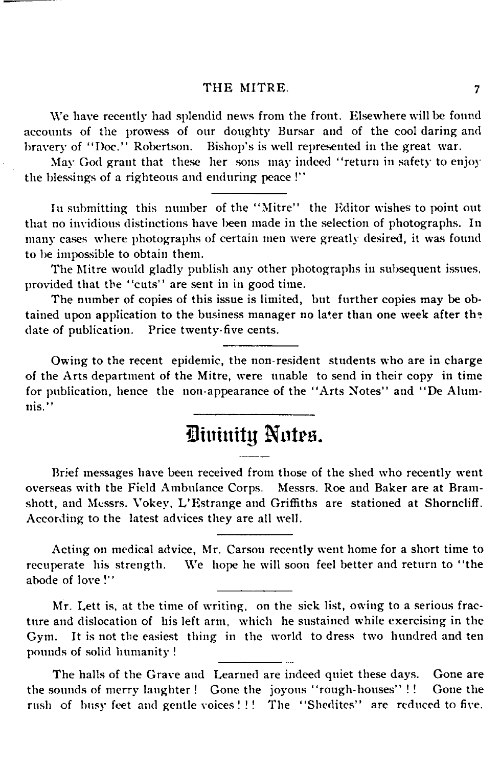We have recently had splendid news from the front. Elsewhere will be found accounts of the prowess of our doughty Bursar and of the cool daring and bravery of "Doc." Robertson. Bishop's is well represented in the great war.

May God grant that these her sons may indeed "return in safety to enjoy the blessings of a righteous and enduring peace !"

---

In submitting this number of the "Mitre" the Editor wishes to point out that no invidious distinctions have been made in the selection of photographs. In many cases where photographs of certain men were greatly desired, it was found to be impossible to obtain them.

The Mitre would gladly publish any other photographs in subsequent issues, provided that the "cuts" are sent in in good time.

The number of copies of this issue is limited, but further copies may be obtained upon application to the business manager no later than one week after the date of publication. Price twenty-five cents.

---

Owing to the recent epidemic, the non-resident students who are in charge of the Arts department of the Mitre, were unable to send in their copy in time for publication, hence the non-appearance of the "Arts Notes" and "De Alumnis."

## Divinity Notes.

Brief messages have been received from those of the shed who recently went overseas with the Field Ambulance Corps. Messrs. Roe and Baker are at Bramshott, and Messrs. Vokey, L'Estrange and Griffiths are stationed at Shorncliff. According to the latest advices they are all well.

---

Acting on medical advice, Mr. Carson recently went home for a short time to recuperate his strength. We hope he will soon feel better and return to "the abode of love !"

---

Mr. Lett is, at the time of writing, on the sick list, owing to a serious fracture and dislocation of his left arm, which he sustained while exercising in the Gym. It is not the easiest thing in the world to dress two hundred and ten pounds of solid humanity !

---

The halls of the Grave and Learned are indeed quiet these days. Gone are the sounds of merry laughter ! Gone the joyous "rough-houses" ! ! Gone the rush of busy feet and gentle voices ! ! ! The "Shedites" are reduced to five.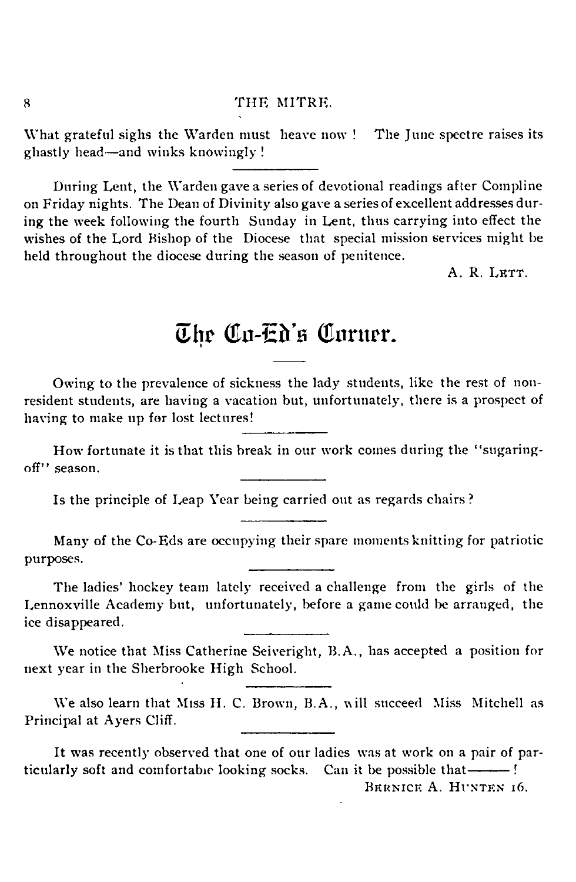What grateful sighs the Warden must heave now ! The June spectre raises its ghastly head—and winks knowingly !

---

During Lent, the Warden gave a series of devotional readings after Compline on Friday nights. The Dean of Divinity also gave a series of excellent addresses during the week following the fourth Sunday in Lent, thus carrying into effect the wishes of the Lord Bishop of the Diocese that special mission services might be held throughout the diocese during the season of penitence.

A. R. LETT.

## The Co-Ed's Corner.

Owing to the prevalence of sickness the lady students, like the rest of non-resident students, are having a vacation but, unfortunately, there is a prospect of having to make up for lost lectures!

---

How fortunate it is that this break in our work comes during the "sugaring-off" season.

---

Is the principle of Leap Year being carried out as regards chairs?

---

Many of the Co-Eds are occupying their spare moments knitting for patriotic purposes.

---

The ladies' hockey team lately received a challenge from the girls of the Lennoxville Academy but, unfortunately, before a game could be arranged, the ice disappeared.

---

We notice that Miss Catherine Seiveright, B.A., has accepted a position for next year in the Sherbrooke High School.

---

We also learn that Miss H. C. Brown, B.A., will succeed Miss Mitchell as Principal at Ayers Cliff.

---

It was recently observed that one of our ladies was at work on a pair of particularly soft and comfortable looking socks. Can it be possible that——!

BERNICE A. HUNTEN 16.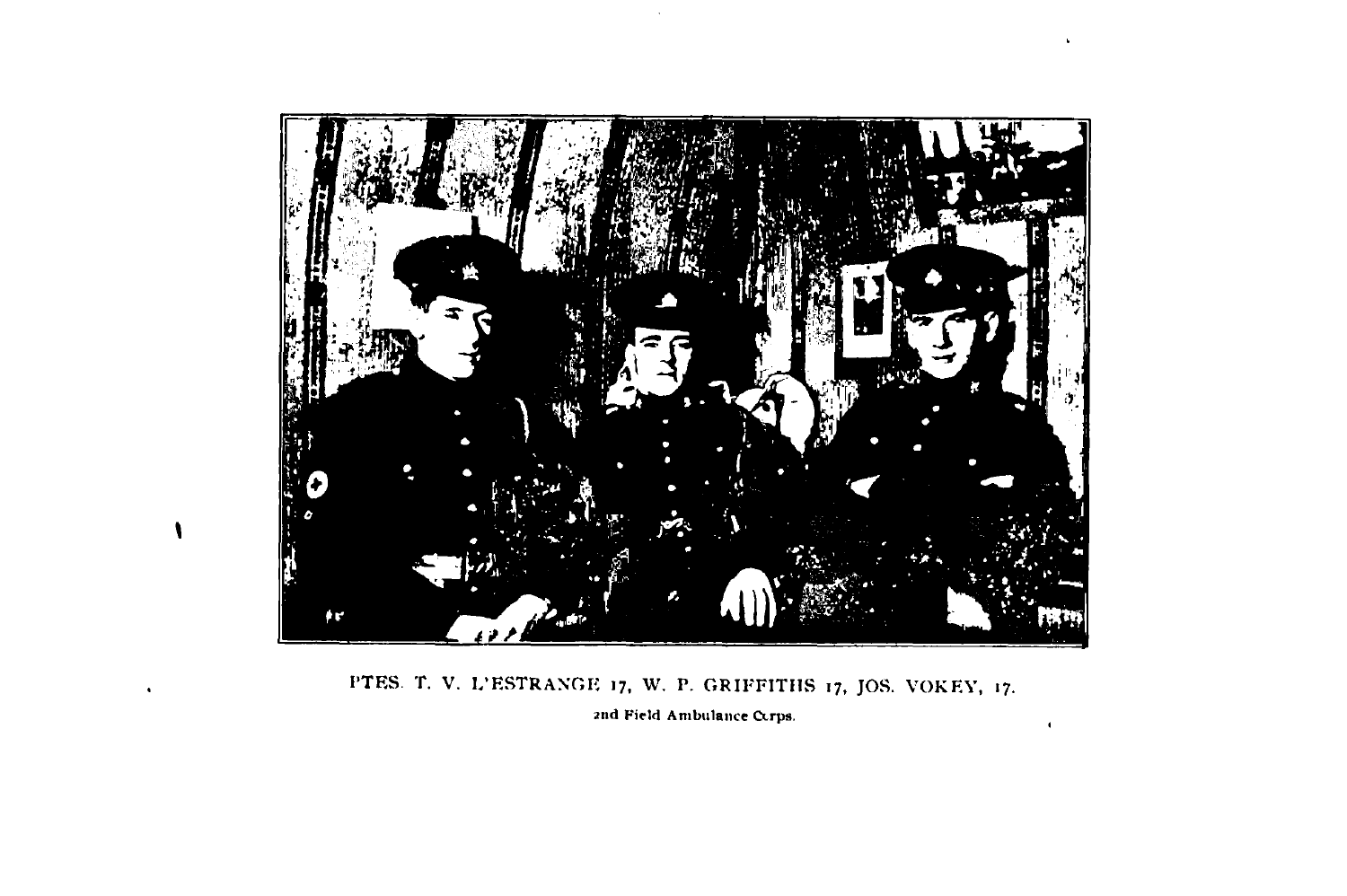PTES. T. V. L'ESTRANGE 17, W. P. GRIFFITHS 17, JOS. VOKEY, 17.

2nd Field Ambulance Corps.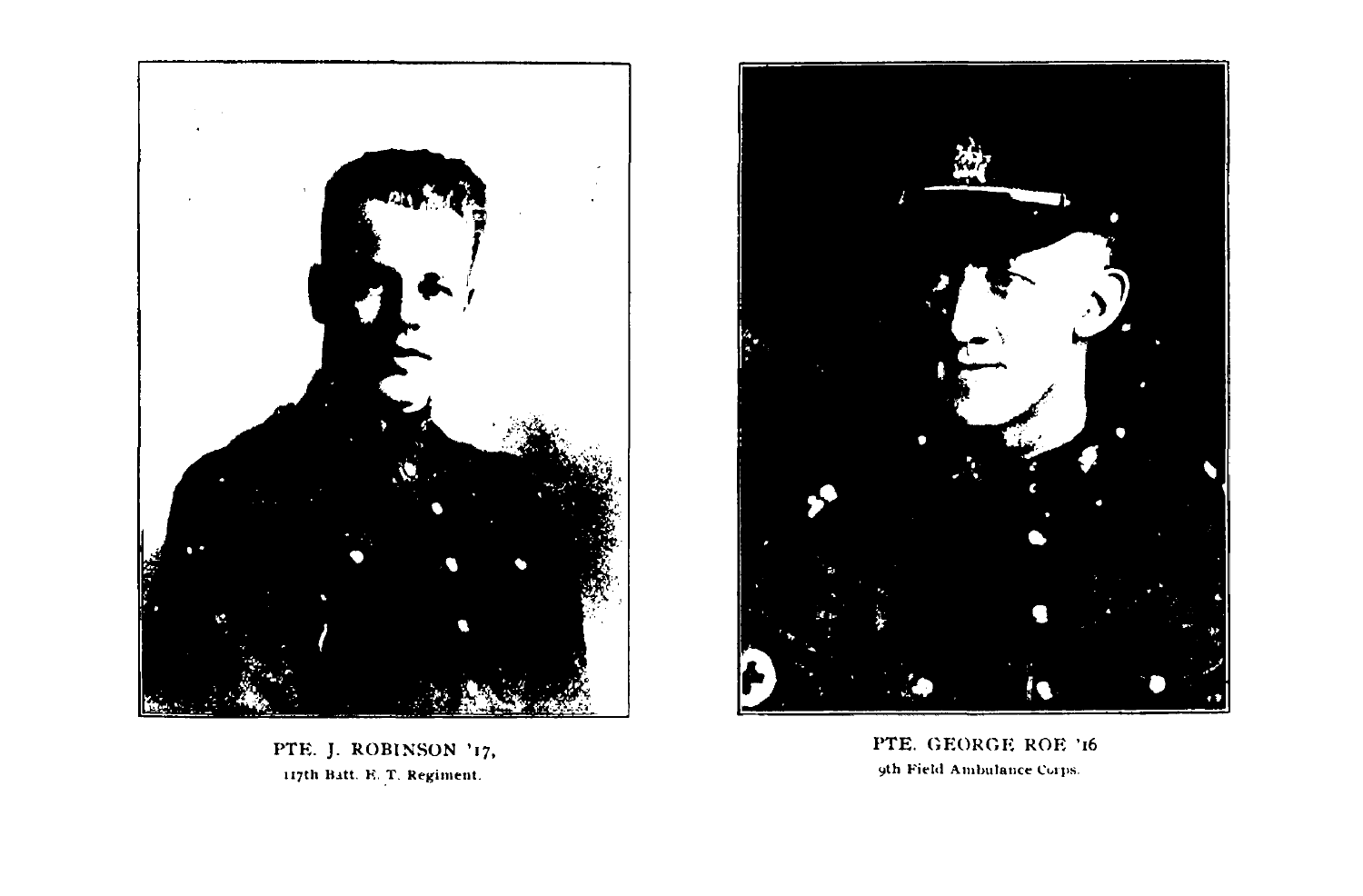PTE. J. ROBINSON '17,
117th Batt. E. T. Regiment.

PTE. GEORGE ROE '16
9th Field Ambulance Corps.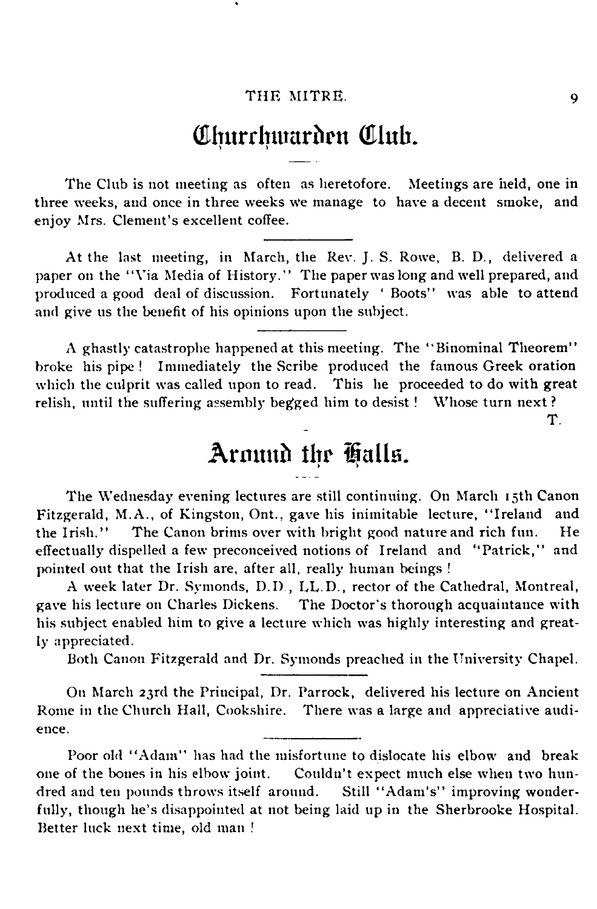## Churchwarden Club.

The Club is not meeting as often as heretofore. Meetings are held, one in three weeks, and once in three weeks we manage to have a decent smoke, and enjoy Mrs. Clement's excellent coffee.

---

At the last meeting, in March, the Rev. J. S. Rowe, B. D., delivered a paper on the "Via Media of History." The paper was long and well prepared, and produced a good deal of discussion. Fortunately ' Boots" was able to attend and give us the benefit of his opinions upon the subject.

---

A ghastly catastrophe happened at this meeting. The "Binominal Theorem" broke his pipe! Immediately the Scribe produced the famous Greek oration which the culprit was called upon to read. This he proceeded to do with great relish, until the suffering assembly begged him to desist! Whose turn next?

T.

## Around the Halls.

The Wednesday evening lectures are still continuing. On March 15th Canon Fitzgerald, M.A., of Kingston, Ont., gave his inimitable lecture, "Ireland and the Irish." The Canon brims over with bright good nature and rich fun. He effectually dispelled a few preconceived notions of Ireland and "Patrick," and pointed out that the Irish are, after all, really human beings!

A week later Dr. Symonds, D.D., LL.D., rector of the Cathedral, Montreal, gave his lecture on Charles Dickens. The Doctor's thorough acquaintance with his subject enabled him to give a lecture which was highly interesting and greatly appreciated.

Both Canon Fitzgerald and Dr. Symonds preached in the University Chapel.

---

On March 23rd the Principal, Dr. Parrock, delivered his lecture on Ancient Rome in the Church Hall, Cookshire. There was a large and appreciative audience.

---

Poor old "Adam" has had the misfortune to dislocate his elbow and break one of the bones in his elbow joint. Couldn't expect much else when two hundred and ten pounds throws itself around. Still "Adam's" improving wonderfully, though he's disappointed at not being laid up in the Sherbrooke Hospital. Better luck next time, old man!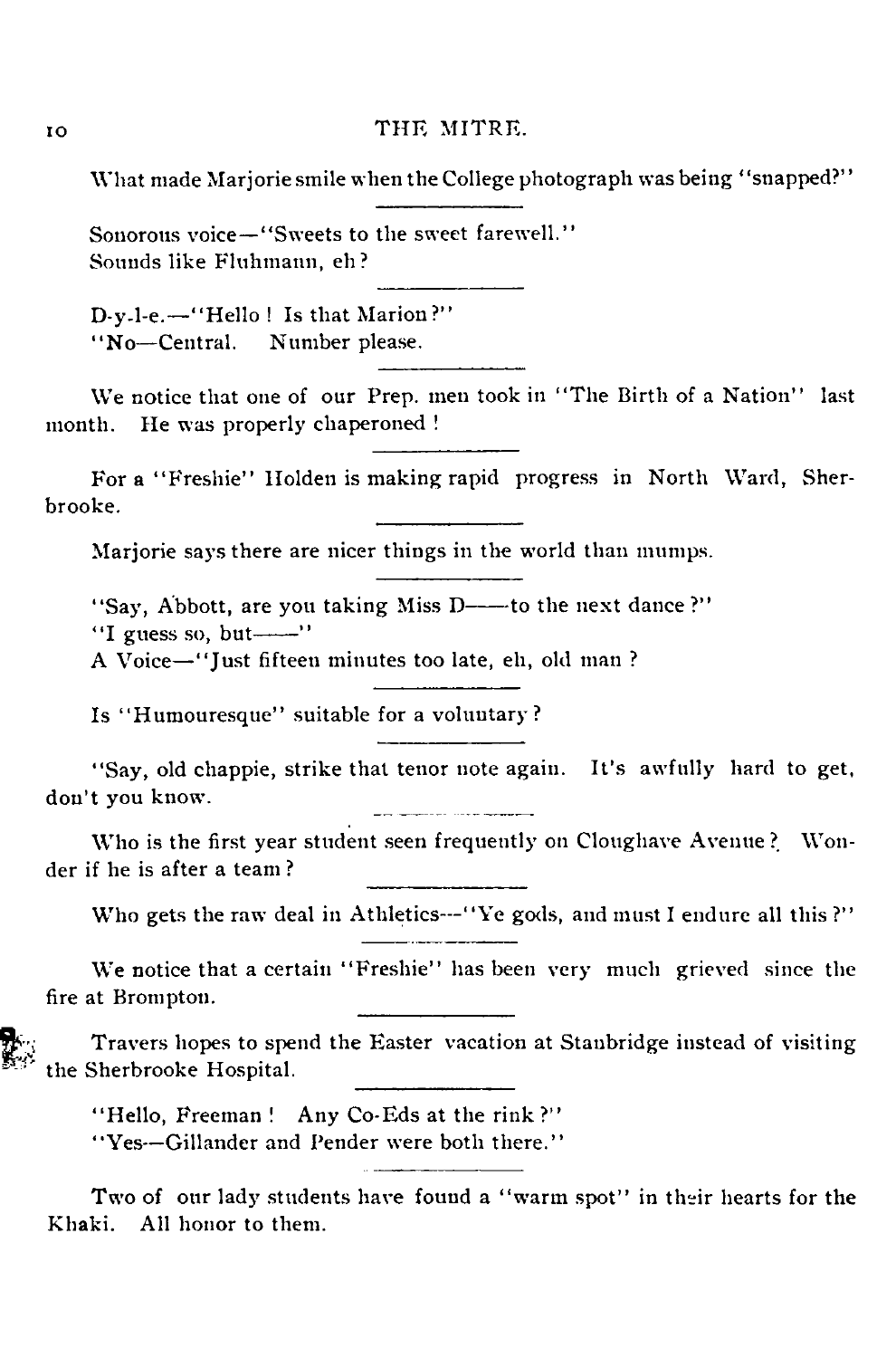What made Marjorie smile when the College photograph was being "snapped?"

---

Sonorous voice—"Sweets to the sweet farewell."
Sounds like Fluhmann, eh?

---

D-y-l-e.—"Hello! Is that Marion?"
"No—Central. Number please.

---

We notice that one of our Prep. men took in "The Birth of a Nation" last month. He was properly chaperoned!

---

For a "Freshie" Holden is making rapid progress in North Ward, Sherbrooke.

---

Marjorie says there are nicer things in the world than mumps.

---

"Say, Abbott, are you taking Miss D——to the next dance?"
"I guess so, but——"
A Voice—"Just fifteen minutes too late, eh, old man?

---

Is "Humouresque" suitable for a voluntary?

---

"Say, old chappie, strike that tenor note again. It's awfully hard to get, don't you know.

---

Who is the first year student seen frequently on Cloughave Avenue? Wonder if he is after a team?

---

Who gets the raw deal in Athletics---"Ye gods, and must I endure all this?"

---

We notice that a certain "Freshie" has been very much grieved since the fire at Brompton.

---

Travers hopes to spend the Easter vacation at Stanbridge instead of visiting the Sherbrooke Hospital.

---

"Hello, Freeman! Any Co-Eds at the rink?"
"Yes—Gillander and Pender were both there."

---

Two of our lady students have found a "warm spot" in their hearts for the Khaki. All honor to them.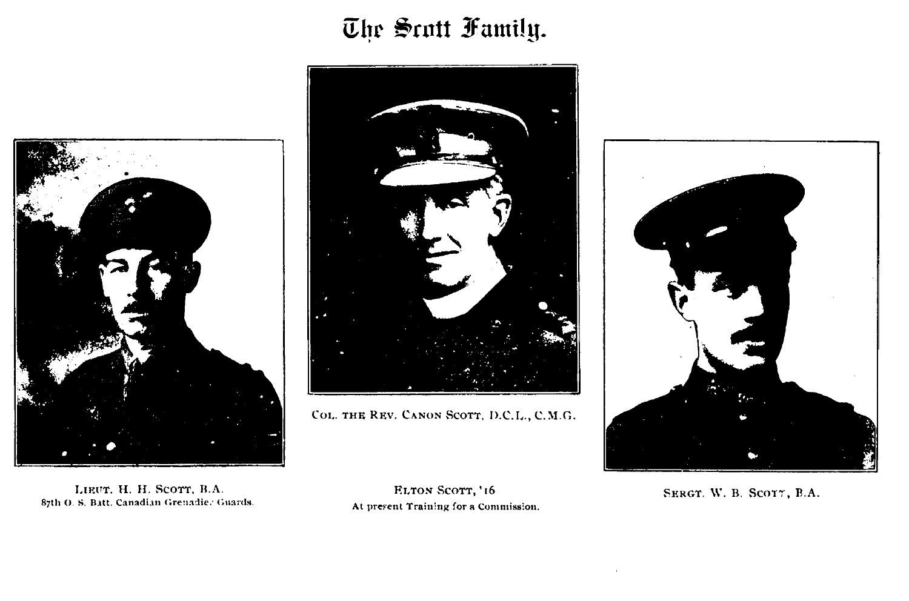# The Scott Family.

COL. THE REV. CANON SCOTT, D.C.L., C.M.G.

LIEUT. H. H. SCOTT, B.A.
87th O. S. Batt. Canadian Grenadier Guards.

ELTON SCOTT, '16
At present Training for a Commission.

SERGT. W. B. SCOTT, B.A.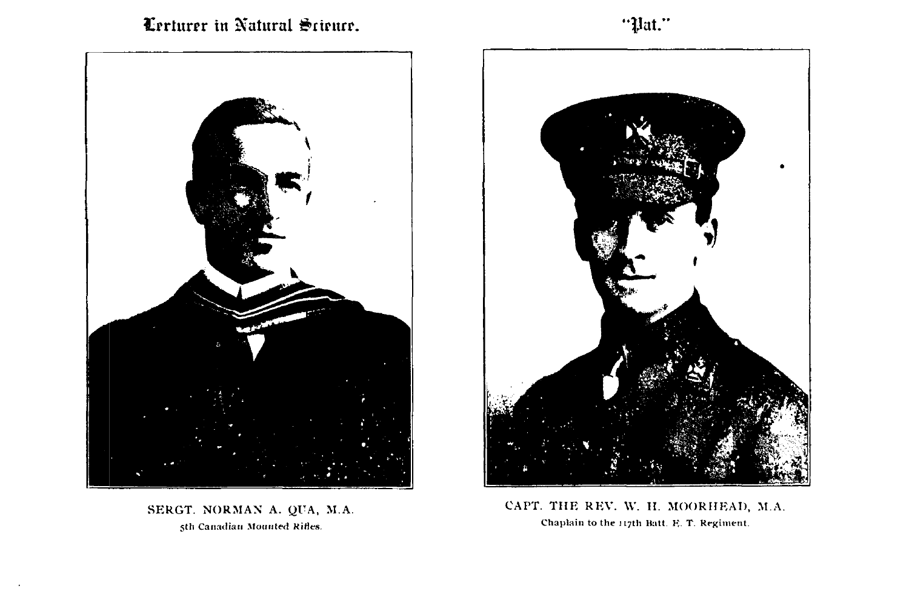## Lecturer in Natural Science.

SERGT. NORMAN A. QUA, M.A.

5th Canadian Mounted Rifles.

## "Pat."

CAPT. THE REV. W. H. MOORHEAD, M.A.

Chaplain to the 117th Batt. E. T. Regiment.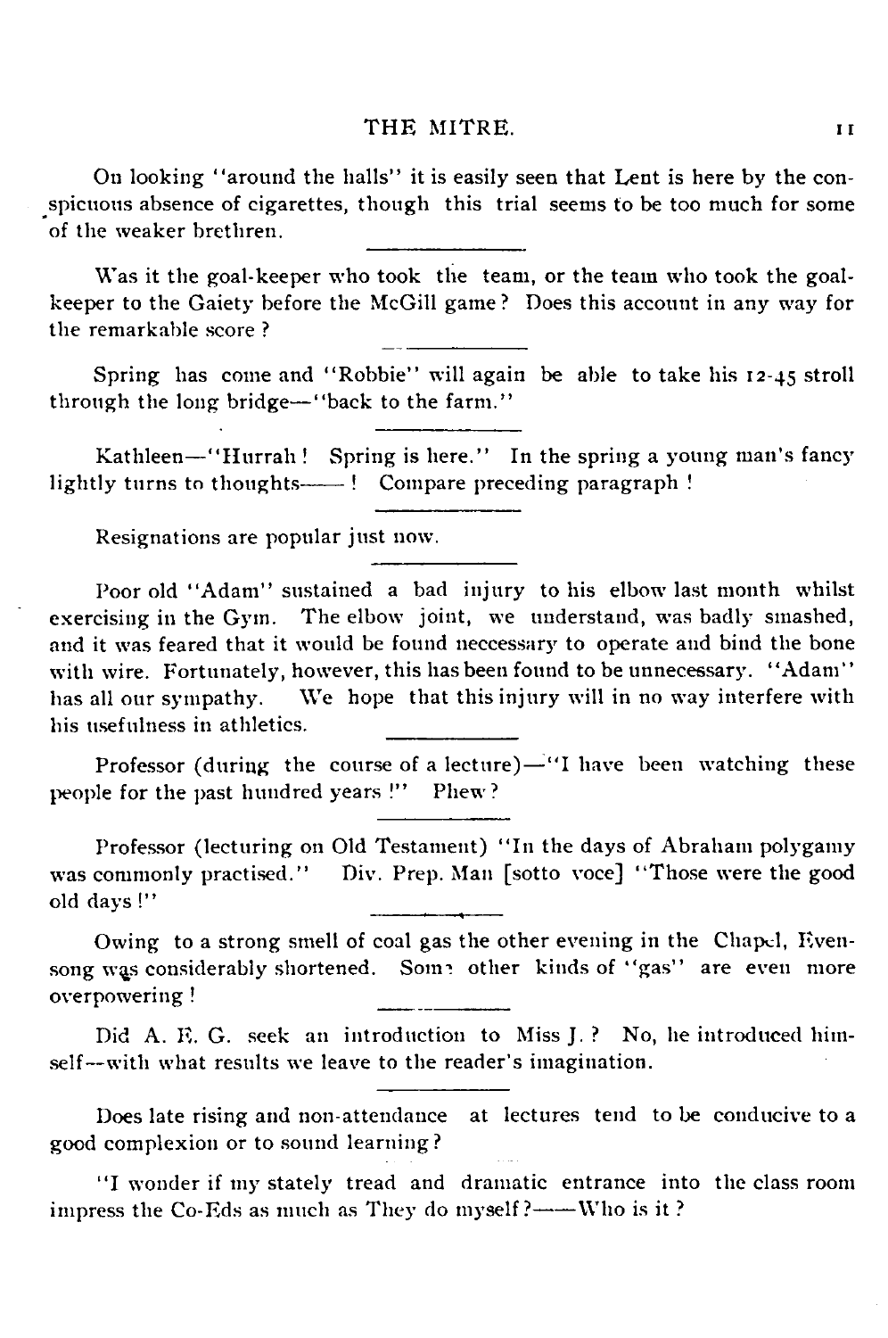On looking "around the halls" it is easily seen that Lent is here by the conspicuous absence of cigarettes, though this trial seems to be too much for some of the weaker brethren.

---

Was it the goal-keeper who took the team, or the team who took the goal-keeper to the Gaiety before the McGill game? Does this account in any way for the remarkable score?

---

Spring has come and "Robbie" will again be able to take his 12-45 stroll through the long bridge—"back to the farm."

Kathleen—"Hurrah! Spring is here." In the spring a young man's fancy lightly turns to thoughts——! Compare preceding paragraph!

---

Resignations are popular just now.

---

Poor old "Adam" sustained a bad injury to his elbow last month whilst exercising in the Gym. The elbow joint, we understand, was badly smashed, and it was feared that it would be found neccessary to operate and bind the bone with wire. Fortunately, however, this has been found to be unnecessary. "Adam" has all our sympathy. We hope that this injury will in no way interfere with his usefulness in athletics.

---

Professor (during the course of a lecture)—"I have been watching these people for the past hundred years!" Phew?

---

Professor (lecturing on Old Testament) "In the days of Abraham polygamy was commonly practised." Div. Prep. Man [sotto voce] "Those were the good old days!"

---

Owing to a strong smell of coal gas the other evening in the Chapel, Evensong was considerably shortened. Some other kinds of "gas" are even more overpowering!

---

Did A. E. G. seek an introduction to Miss J.? No, he introduced himself—with what results we leave to the reader's imagination.

---

Does late rising and non-attendance at lectures tend to be conducive to a good complexion or to sound learning?

"I wonder if my stately tread and dramatic entrance into the class room impress the Co-Eds as much as They do myself?——Who is it?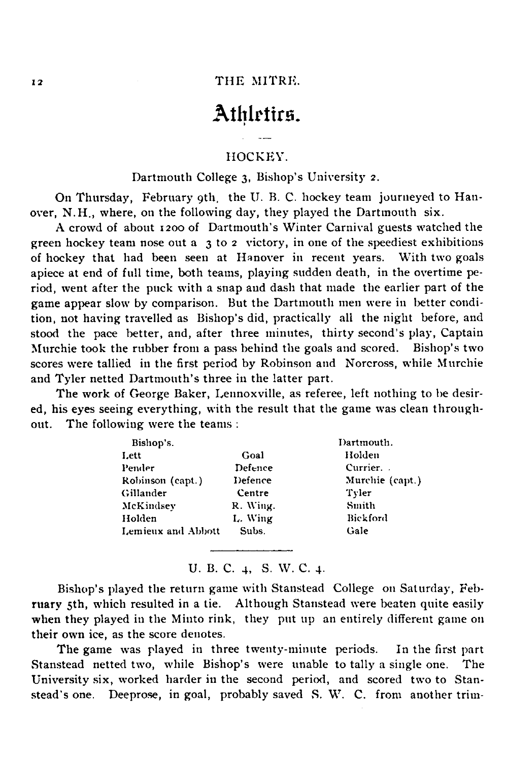# Athletics.

## HOCKEY.

### Dartmouth College 3, Bishop's University 2.

On Thursday, February 9th, the U. B. C. hockey team journeyed to Hanover, N.H., where, on the following day, they played the Dartmouth six.

A crowd of about 1200 of Dartmouth's Winter Carnival guests watched the green hockey team nose out a 3 to 2 victory, in one of the speediest exhibitions of hockey that had been seen at Hanover in recent years. With two goals apiece at end of full time, both teams, playing sudden death, in the overtime period, went after the puck with a snap and dash that made the earlier part of the game appear slow by comparison. But the Dartmouth men were in better condition, not having travelled as Bishop's did, practically all the night before, and stood the pace better, and, after three minutes, thirty second's play, Captain Murchie took the rubber from a pass behind the goals and scored. Bishop's two scores were tallied in the first period by Robinson and Norcross, while Murchie and Tyler netted Dartmouth's three in the latter part.

The work of George Baker, Lennoxville, as referee, left nothing to be desired, his eyes seeing everything, with the result that the game was clean throughout. The following were the teams:

| Bishop's. | | Dartmouth. |
|---|---|---|
| Lett | Goal | Holden |
| Pender | Defence | Currier. |
| Robinson (capt.) | Defence | Murchie (capt.) |
| Gillander | Centre | Tyler |
| McKindsey | R. Wing. | Smith |
| Holden | L. Wing | Bickford |
| Lemieux and Abbott | Subs. | Gale |

---

### U. B. C. 4, S. W. C. 4.

Bishop's played the return game with Stanstead College on Saturday, February 5th, which resulted in a tie. Although Stanstead were beaten quite easily when they played in the Minto rink, they put up an entirely different game on their own ice, as the score denotes.

The game was played in three twenty-minute periods. In the first part Stanstead netted two, while Bishop's were unable to tally a single one. The University six, worked harder in the second period, and scored two to Stanstead's one. Deeprose, in goal, probably saved S. W. C. from another trim-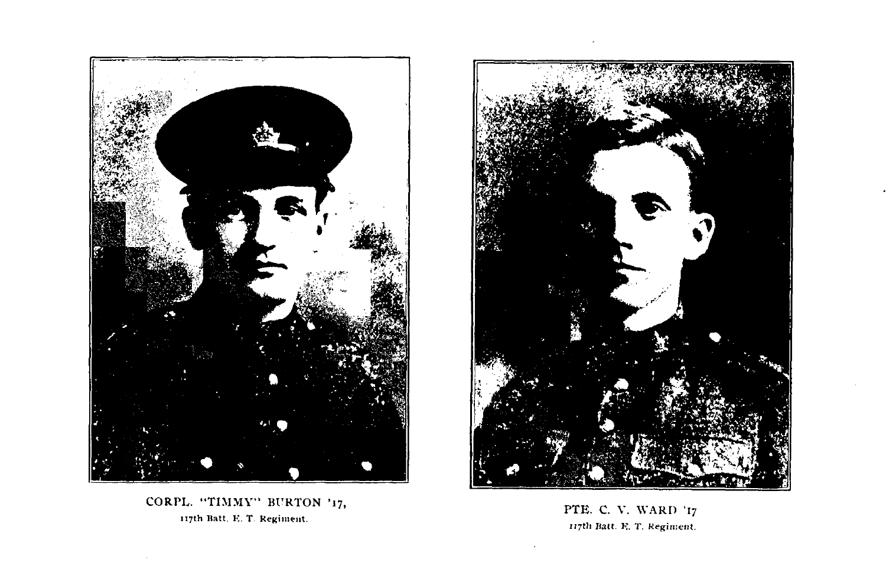CORPL. "TIMMY" BURTON '17,
117th Batt. E. T. Regiment.

PTE. C. V. WARD '17
117th Batt. E. T. Regiment.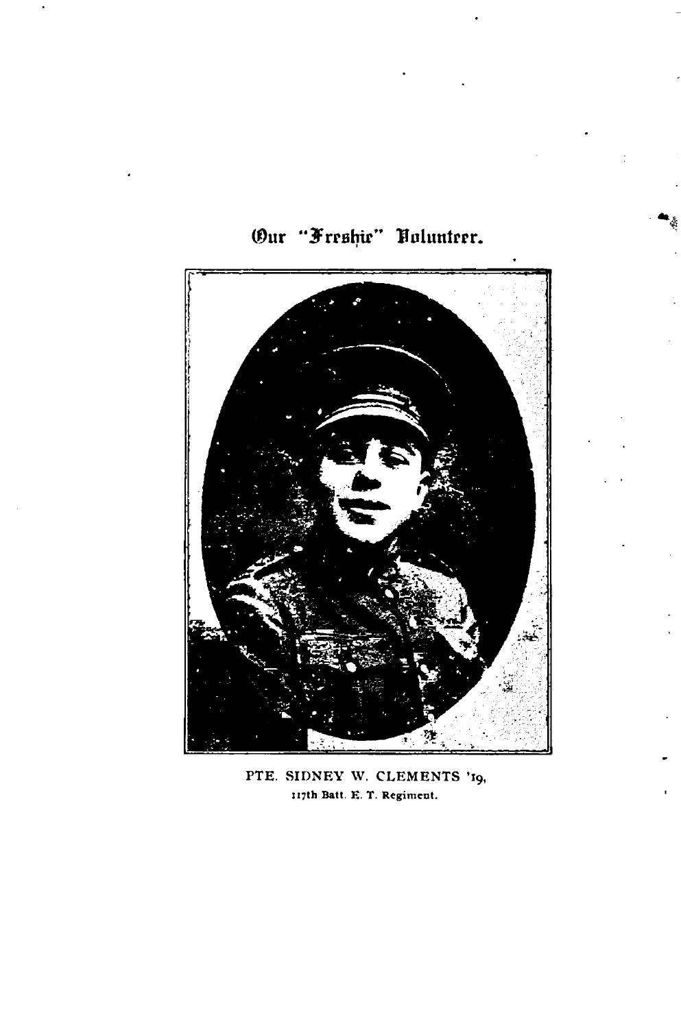## Our "Freshie" Volunteer.

PTE. SIDNEY W. CLEMENTS '19,
117th Batt. E. T. Regiment.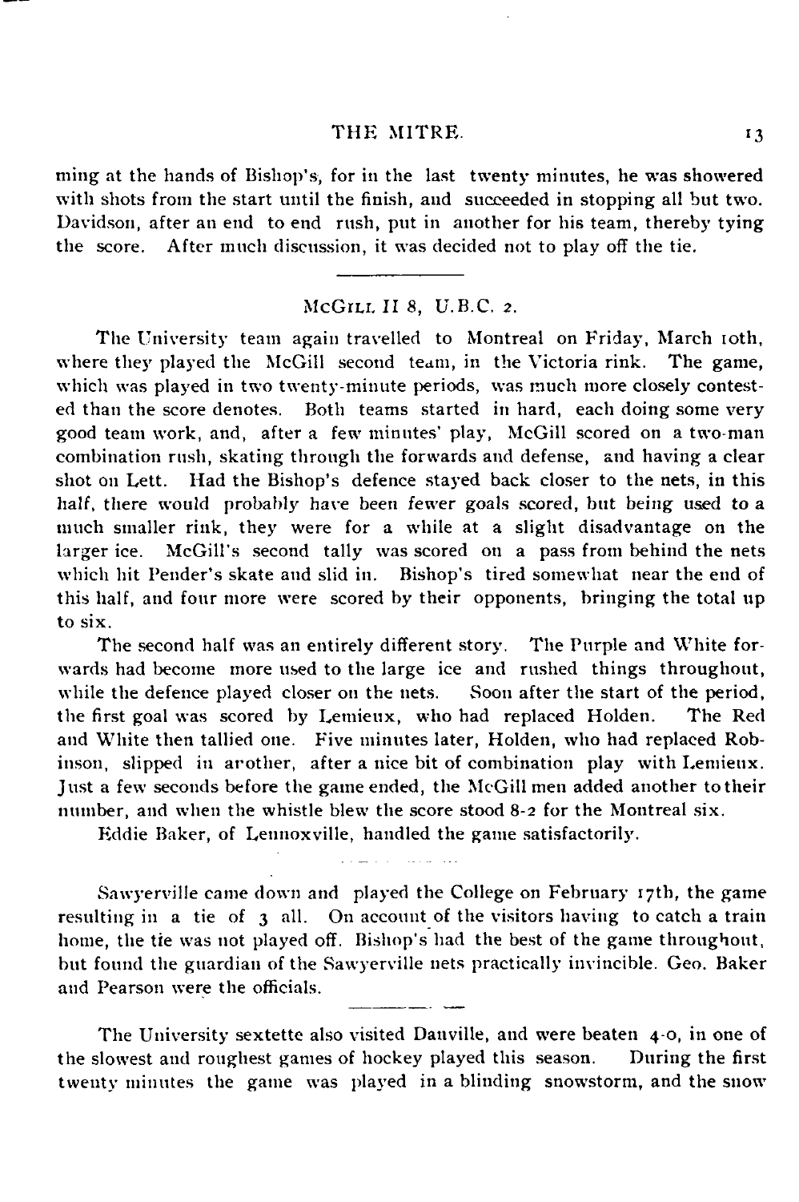ming at the hands of Bishop's, for in the last twenty minutes, he was showered with shots from the start until the finish, and succeeded in stopping all but two. Davidson, after an end to end rush, put in another for his team, thereby tying the score. After much discussion, it was decided not to play off the tie.

---

### McGILL II 8, U.B.C. 2.

The University team again travelled to Montreal on Friday, March 10th, where they played the McGill second team, in the Victoria rink. The game, which was played in two twenty-minute periods, was much more closely contested than the score denotes. Both teams started in hard, each doing some very good team work, and, after a few minutes' play, McGill scored on a two-man combination rush, skating through the forwards and defense, and having a clear shot on Lett. Had the Bishop's defence stayed back closer to the nets, in this half, there would probably have been fewer goals scored, but being used to a much smaller rink, they were for a while at a slight disadvantage on the larger ice. McGill's second tally was scored on a pass from behind the nets which hit Pender's skate and slid in. Bishop's tired somewhat near the end of this half, and four more were scored by their opponents, bringing the total up to six.

The second half was an entirely different story. The Purple and White forwards had become more used to the large ice and rushed things throughout, while the defence played closer on the nets. Soon after the start of the period, the first goal was scored by Lemieux, who had replaced Holden. The Red and White then tallied one. Five minutes later, Holden, who had replaced Robinson, slipped in another, after a nice bit of combination play with Lemieux. Just a few seconds before the game ended, the McGill men added another to their number, and when the whistle blew the score stood 8-2 for the Montreal six.

Eddie Baker, of Lennoxville, handled the game satisfactorily.

---

Sawyerville came down and played the College on February 17th, the game resulting in a tie of 3 all. On account of the visitors having to catch a train home, the tie was not played off. Bishop's had the best of the game throughout, but found the guardian of the Sawyerville nets practically invincible. Geo. Baker and Pearson were the officials.

---

The University sextette also visited Danville, and were beaten 4-0, in one of the slowest and roughest games of hockey played this season. During the first twenty minutes the game was played in a blinding snowstorm, and the snow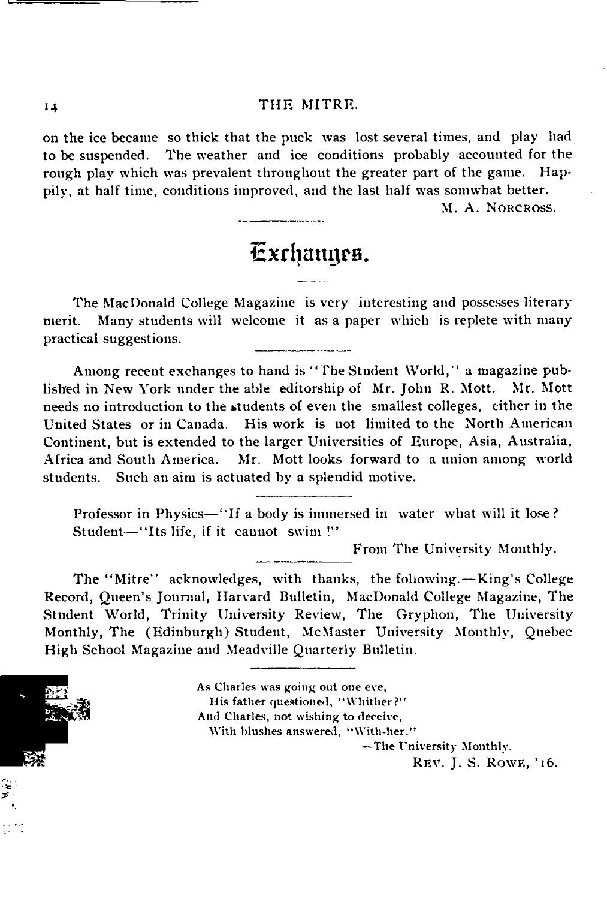on the ice became so thick that the puck was lost several times, and play had to be suspended. The weather and ice conditions probably accounted for the rough play which was prevalent throughout the greater part of the game. Happily, at half time, conditions improved, and the last half was somwhat better.

M. A. NORCROSS.

---

## Exchanges.

The MacDonald College Magazine is very interesting and possesses literary merit. Many students will welcome it as a paper which is replete with many practical suggestions.

---

Among recent exchanges to hand is "The Student World," a magazine published in New York under the able editorship of Mr. John R. Mott. Mr. Mott needs no introduction to the students of even the smallest colleges, either in the United States or in Canada. His work is not limited to the North American Continent, but is extended to the larger Universities of Europe, Asia, Australia, Africa and South America. Mr. Mott looks forward to a union among world students. Such an aim is actuated by a splendid motive.

---

Professor in Physics—"If a body is immersed in water what will it lose?
Student—"Its life, if it cannot swim!"

From The University Monthly.

---

The "Mitre" acknowledges, with thanks, the following.—King's College Record, Queen's Journal, Harvard Bulletin, MacDonald College Magazine, The Student World, Trinity University Review, The Gryphon, The University Monthly, The (Edinburgh) Student, McMaster University Monthly, Quebec High School Magazine and Meadville Quarterly Bulletin.

---

As Charles was going out one eve,
His father questioned, "Whither?"
And Charles, not wishing to deceive,
With blushes answered, "With-her."

—The University Monthly.

REV. J. S. ROWE, '16.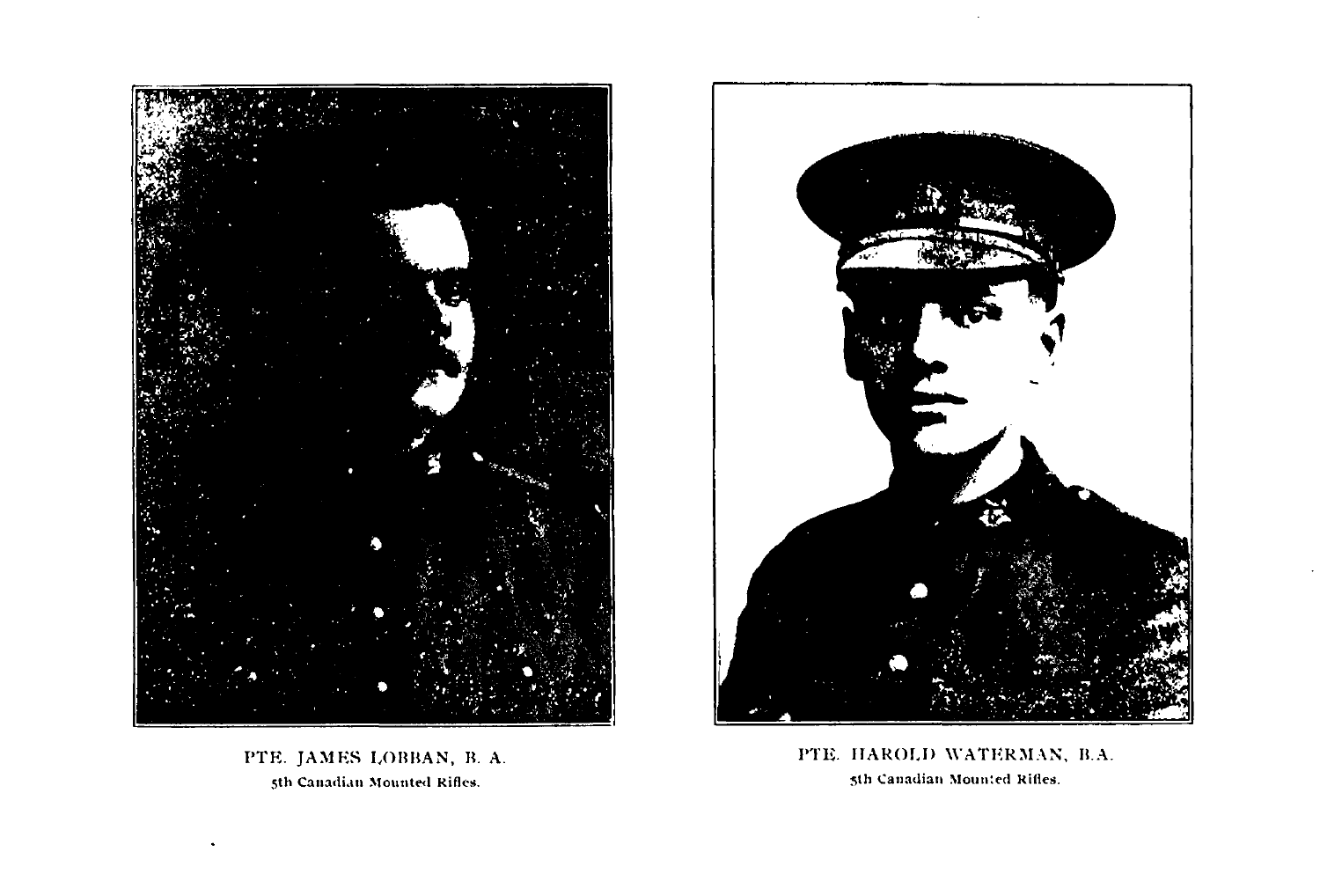PTE. JAMES LOBBAN, B. A.
5th Canadian Mounted Rifles.

PTE. HAROLD WATERMAN, B.A.
5th Canadian Mounted Rifles.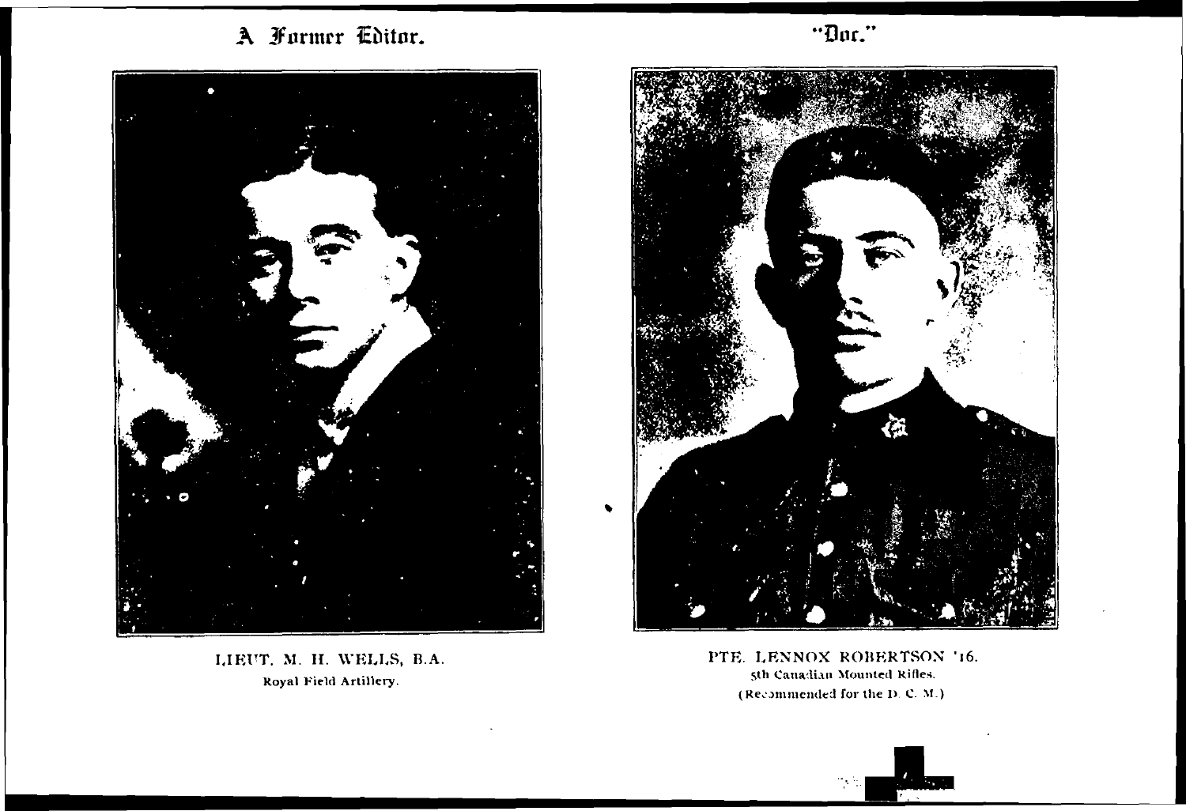## A Former Editor.

LIEUT. M. H. WELLS, B.A.
Royal Field Artillery.

## "Doc."

PTE. LENNOX ROBERTSON '16.
5th Canadian Mounted Rifles.
(Recommended for the D. C. M.)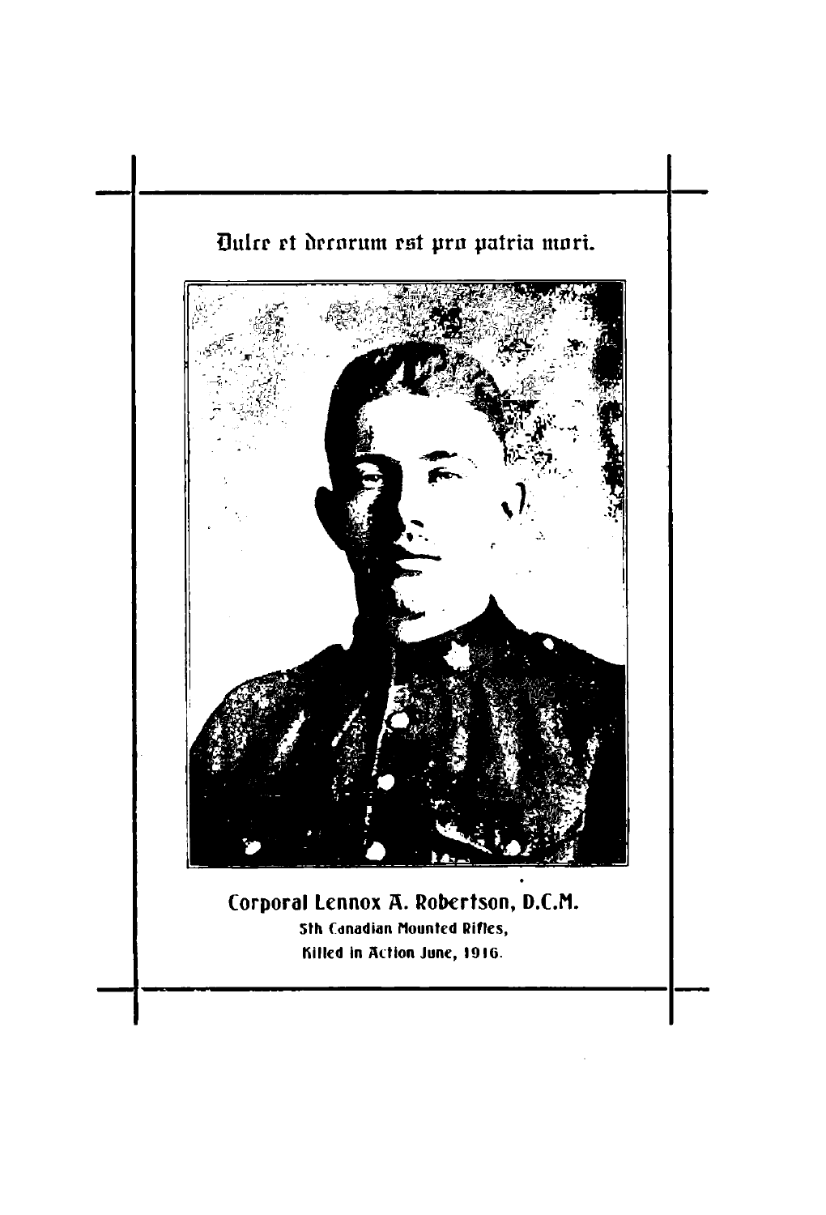Dulce et decorum est pro patria mori.

**Corporal Lennox A. Robertson, D.C.M.**

5th Canadian Mounted Rifles,

Killed in Action June, 1916.